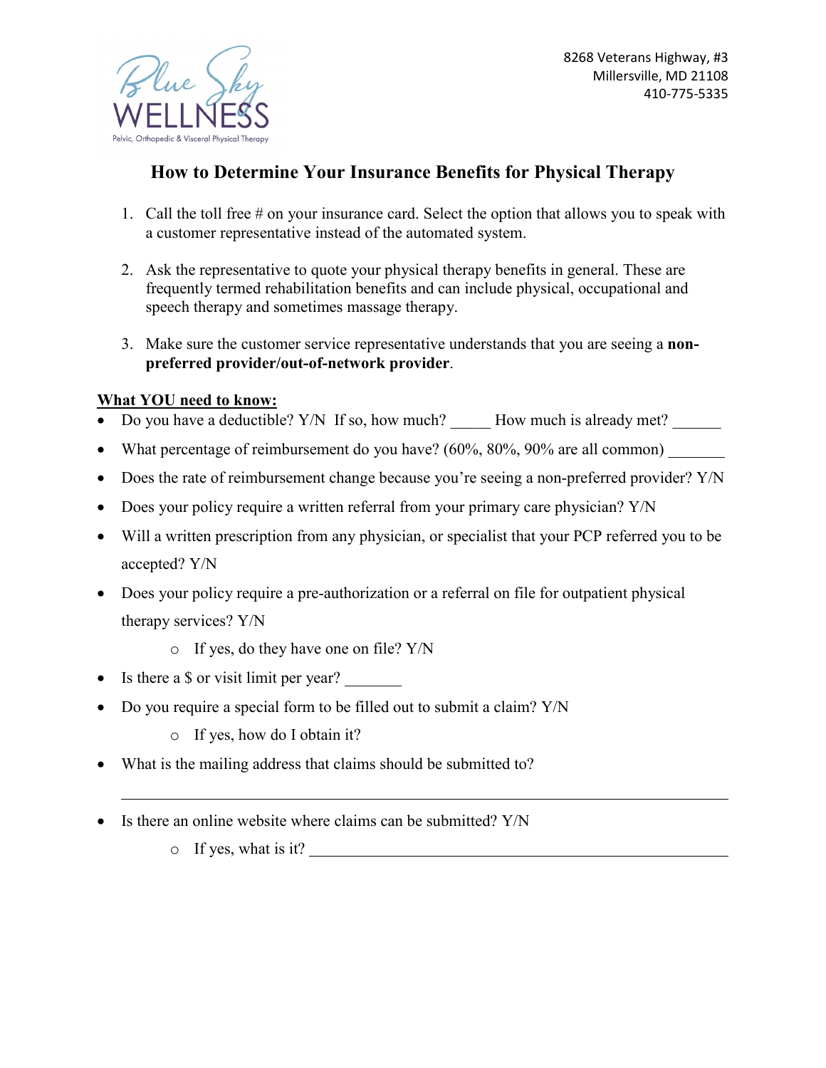Blue Sky WELLNESS

Pelvic, Orthopedic & Visceral Physical Therapy

8268 Veterans Highway, #3
Millersville, MD 21108
410-775-5335

# How to Determine Your Insurance Benefits for Physical Therapy

1. Call the toll free # on your insurance card. Select the option that allows you to speak with a customer representative instead of the automated system.

2. Ask the representative to quote your physical therapy benefits in general. These are frequently termed rehabilitation benefits and can include physical, occupational and speech therapy and sometimes massage therapy.

3. Make sure the customer service representative understands that you are seeing a **non-preferred provider/out-of-network provider**.

<u>**What YOU need to know:**</u>

- Do you have a deductible? Y/N If so, how much? _____ How much is already met? ______
- What percentage of reimbursement do you have? (60%, 80%, 90% are all common) _______
- Does the rate of reimbursement change because you're seeing a non-preferred provider? Y/N
- Does your policy require a written referral from your primary care physician? Y/N
- Will a written prescription from any physician, or specialist that your PCP referred you to be accepted? Y/N
- Does your policy require a pre-authorization or a referral on file for outpatient physical therapy services? Y/N
  - If yes, do they have one on file? Y/N
- Is there a $ or visit limit per year? _______
- Do you require a special form to be filled out to submit a claim? Y/N
  - If yes, how do I obtain it?
- What is the mailing address that claims should be submitted to?

  ________________________________________________
- Is there an online website where claims can be submitted? Y/N
  - If yes, what is it? ________________________________________________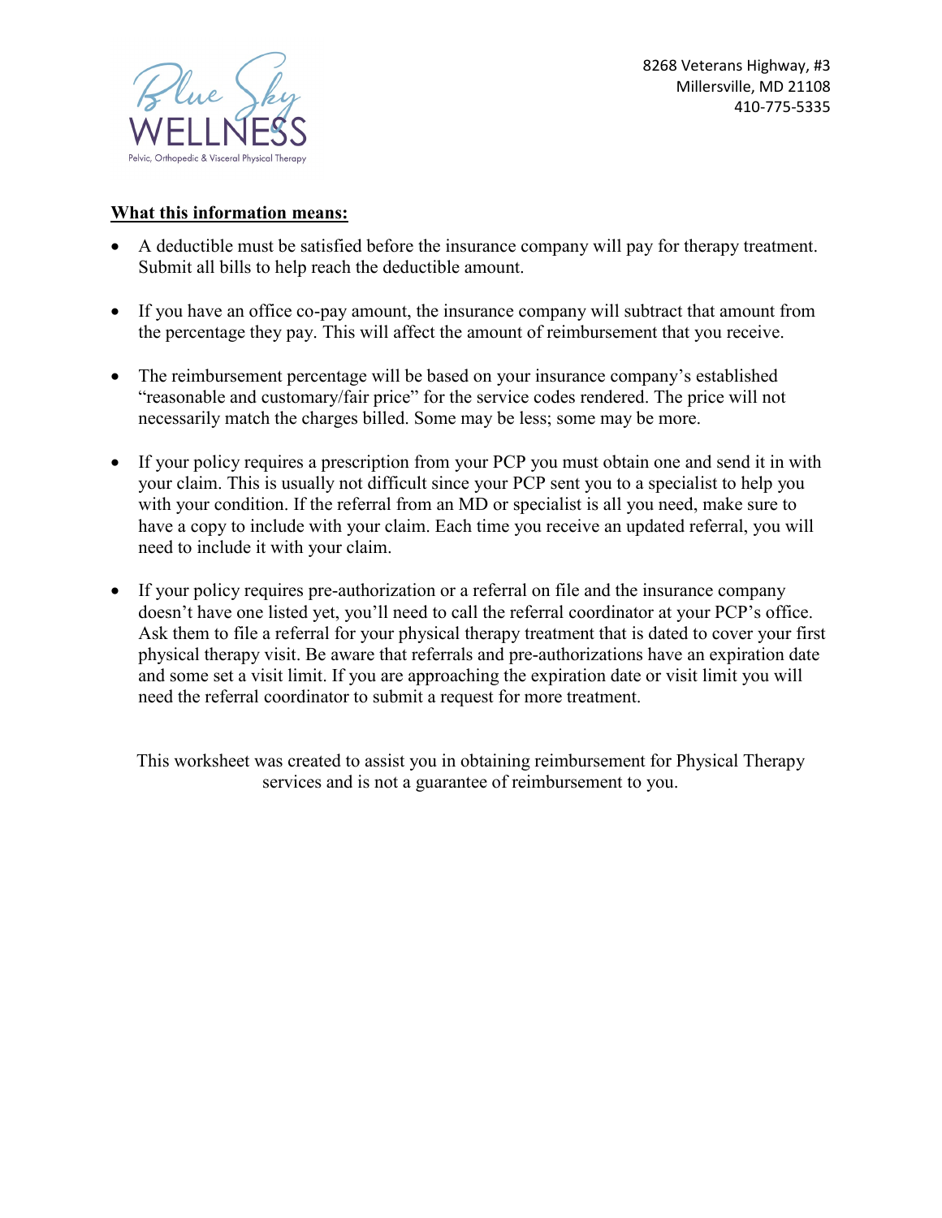Blue Sky WELLNESS

Pelvic, Orthopedic & Visceral Physical Therapy

8268 Veterans Highway, #3
Millersville, MD 21108
410-775-5335

**What this information means:**

- A deductible must be satisfied before the insurance company will pay for therapy treatment. Submit all bills to help reach the deductible amount.

- If you have an office co-pay amount, the insurance company will subtract that amount from the percentage they pay. This will affect the amount of reimbursement that you receive.

- The reimbursement percentage will be based on your insurance company's established "reasonable and customary/fair price" for the service codes rendered. The price will not necessarily match the charges billed. Some may be less; some may be more.

- If your policy requires a prescription from your PCP you must obtain one and send it in with your claim. This is usually not difficult since your PCP sent you to a specialist to help you with your condition. If the referral from an MD or specialist is all you need, make sure to have a copy to include with your claim. Each time you receive an updated referral, you will need to include it with your claim.

- If your policy requires pre-authorization or a referral on file and the insurance company doesn't have one listed yet, you'll need to call the referral coordinator at your PCP's office. Ask them to file a referral for your physical therapy treatment that is dated to cover your first physical therapy visit. Be aware that referrals and pre-authorizations have an expiration date and some set a visit limit. If you are approaching the expiration date or visit limit you will need the referral coordinator to submit a request for more treatment.

This worksheet was created to assist you in obtaining reimbursement for Physical Therapy services and is not a guarantee of reimbursement to you.